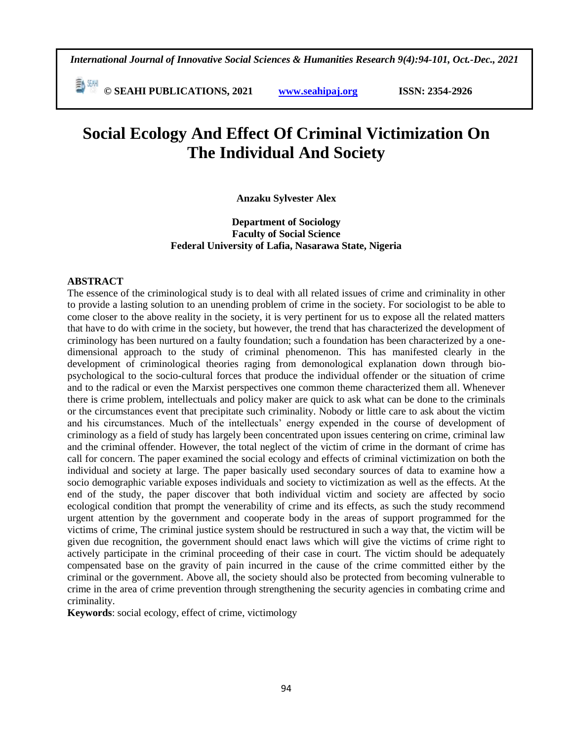# Social Ecology And Effect Of Criminal Victimization On The Individual And Society

**Anzaku Sylvester Alex**

**Department of Sociology**
**Faculty of Social Science**
**Federal University of Lafia, Nasarawa State, Nigeria**

## ABSTRACT

The essence of the criminological study is to deal with all related issues of crime and criminality in other to provide a lasting solution to an unending problem of crime in the society. For sociologist to be able to come closer to the above reality in the society, it is very pertinent for us to expose all the related matters that have to do with crime in the society, but however, the trend that has characterized the development of criminology has been nurtured on a faulty foundation; such a foundation has been characterized by a one-dimensional approach to the study of criminal phenomenon. This has manifested clearly in the development of criminological theories raging from demonological explanation down through bio-psychological to the socio-cultural forces that produce the individual offender or the situation of crime and to the radical or even the Marxist perspectives one common theme characterized them all. Whenever there is crime problem, intellectuals and policy maker are quick to ask what can be done to the criminals or the circumstances event that precipitate such criminality. Nobody or little care to ask about the victim and his circumstances. Much of the intellectuals' energy expended in the course of development of criminology as a field of study has largely been concentrated upon issues centering on crime, criminal law and the criminal offender. However, the total neglect of the victim of crime in the dormant of crime has call for concern. The paper examined the social ecology and effects of criminal victimization on both the individual and society at large. The paper basically used secondary sources of data to examine how a socio demographic variable exposes individuals and society to victimization as well as the effects. At the end of the study, the paper discover that both individual victim and society are affected by socio ecological condition that prompt the venerability of crime and its effects, as such the study recommend urgent attention by the government and cooperate body in the areas of support programmed for the victims of crime, The criminal justice system should be restructured in such a way that, the victim will be given due recognition, the government should enact laws which will give the victims of crime right to actively participate in the criminal proceeding of their case in court. The victim should be adequately compensated base on the gravity of pain incurred in the cause of the crime committed either by the criminal or the government. Above all, the society should also be protected from becoming vulnerable to crime in the area of crime prevention through strengthening the security agencies in combating crime and criminality.

**Keywords**: social ecology, effect of crime, victimology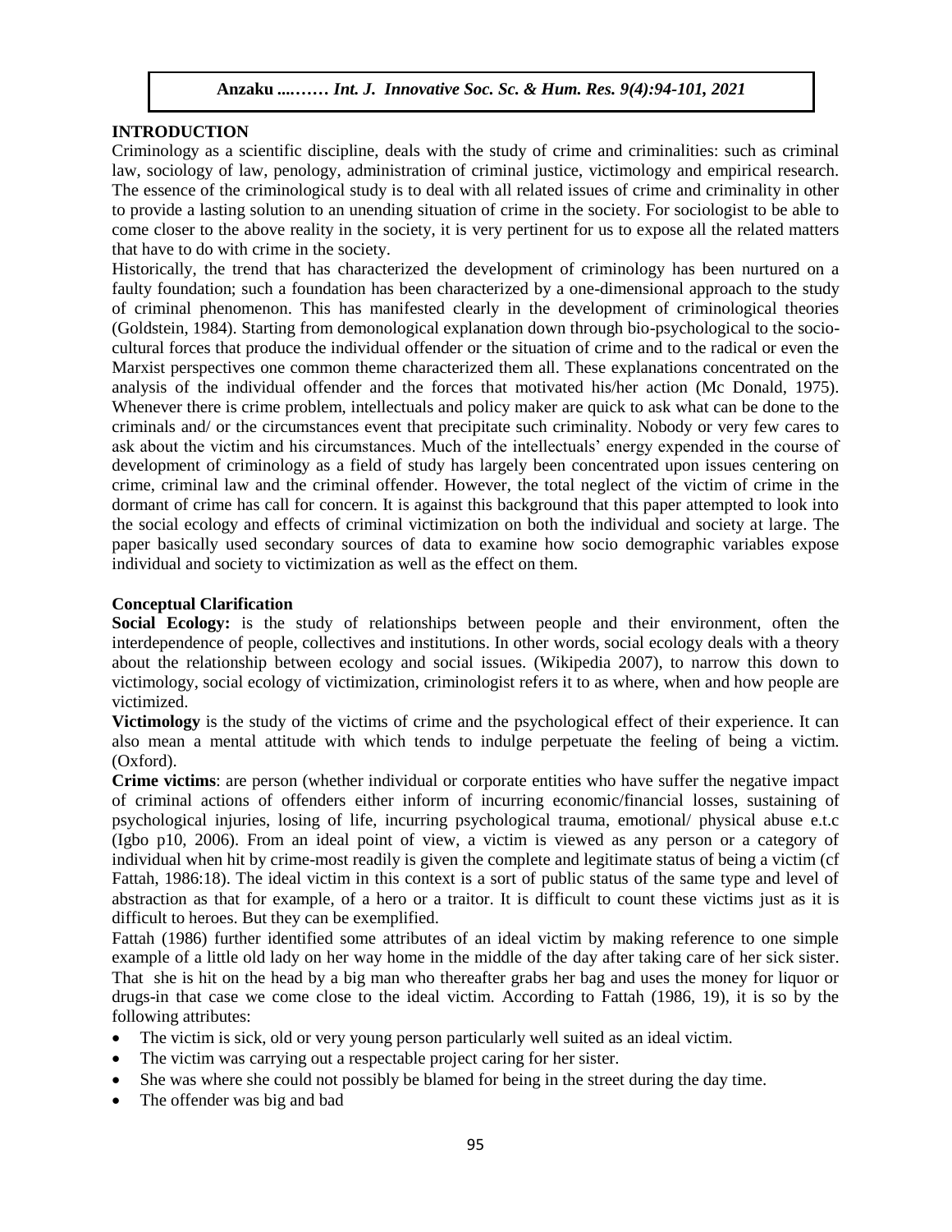## INTRODUCTION

Criminology as a scientific discipline, deals with the study of crime and criminalities: such as criminal law, sociology of law, penology, administration of criminal justice, victimology and empirical research. The essence of the criminological study is to deal with all related issues of crime and criminality in other to provide a lasting solution to an unending situation of crime in the society. For sociologist to be able to come closer to the above reality in the society, it is very pertinent for us to expose all the related matters that have to do with crime in the society.

Historically, the trend that has characterized the development of criminology has been nurtured on a faulty foundation; such a foundation has been characterized by a one-dimensional approach to the study of criminal phenomenon. This has manifested clearly in the development of criminological theories (Goldstein, 1984). Starting from demonological explanation down through bio-psychological to the socio-cultural forces that produce the individual offender or the situation of crime and to the radical or even the Marxist perspectives one common theme characterized them all. These explanations concentrated on the analysis of the individual offender and the forces that motivated his/her action (Mc Donald, 1975). Whenever there is crime problem, intellectuals and policy maker are quick to ask what can be done to the criminals and/ or the circumstances event that precipitate such criminality. Nobody or very few cares to ask about the victim and his circumstances. Much of the intellectuals' energy expended in the course of development of criminology as a field of study has largely been concentrated upon issues centering on crime, criminal law and the criminal offender. However, the total neglect of the victim of crime in the dormant of crime has call for concern. It is against this background that this paper attempted to look into the social ecology and effects of criminal victimization on both the individual and society at large. The paper basically used secondary sources of data to examine how socio demographic variables expose individual and society to victimization as well as the effect on them.

### Conceptual Clarification

**Social Ecology:** is the study of relationships between people and their environment, often the interdependence of people, collectives and institutions. In other words, social ecology deals with a theory about the relationship between ecology and social issues. (Wikipedia 2007), to narrow this down to victimology, social ecology of victimization, criminologist refers it to as where, when and how people are victimized.

**Victimology** is the study of the victims of crime and the psychological effect of their experience. It can also mean a mental attitude with which tends to indulge perpetuate the feeling of being a victim. (Oxford).

**Crime victims**: are person (whether individual or corporate entities who have suffer the negative impact of criminal actions of offenders either inform of incurring economic/financial losses, sustaining of psychological injuries, losing of life, incurring psychological trauma, emotional/ physical abuse e.t.c (Igbo p10, 2006). From an ideal point of view, a victim is viewed as any person or a category of individual when hit by crime-most readily is given the complete and legitimate status of being a victim (cf Fattah, 1986:18). The ideal victim in this context is a sort of public status of the same type and level of abstraction as that for example, of a hero or a traitor. It is difficult to count these victims just as it is difficult to heroes. But they can be exemplified.

Fattah (1986) further identified some attributes of an ideal victim by making reference to one simple example of a little old lady on her way home in the middle of the day after taking care of her sick sister. That she is hit on the head by a big man who thereafter grabs her bag and uses the money for liquor or drugs-in that case we come close to the ideal victim. According to Fattah (1986, 19), it is so by the following attributes:

- The victim is sick, old or very young person particularly well suited as an ideal victim.
- The victim was carrying out a respectable project caring for her sister.
- She was where she could not possibly be blamed for being in the street during the day time.
- The offender was big and bad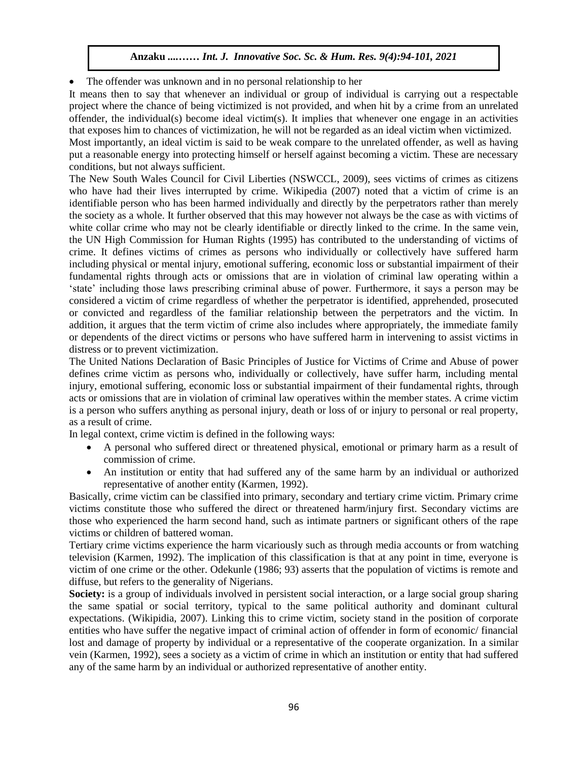- The offender was unknown and in no personal relationship to her

It means then to say that whenever an individual or group of individual is carrying out a respectable project where the chance of being victimized is not provided, and when hit by a crime from an unrelated offender, the individual(s) become ideal victim(s). It implies that whenever one engage in an activities that exposes him to chances of victimization, he will not be regarded as an ideal victim when victimized.

Most importantly, an ideal victim is said to be weak compare to the unrelated offender, as well as having put a reasonable energy into protecting himself or herself against becoming a victim. These are necessary conditions, but not always sufficient.

The New South Wales Council for Civil Liberties (NSWCCL, 2009), sees victims of crimes as citizens who have had their lives interrupted by crime. Wikipedia (2007) noted that a victim of crime is an identifiable person who has been harmed individually and directly by the perpetrators rather than merely the society as a whole. It further observed that this may however not always be the case as with victims of white collar crime who may not be clearly identifiable or directly linked to the crime. In the same vein, the UN High Commission for Human Rights (1995) has contributed to the understanding of victims of crime. It defines victims of crimes as persons who individually or collectively have suffered harm including physical or mental injury, emotional suffering, economic loss or substantial impairment of their fundamental rights through acts or omissions that are in violation of criminal law operating within a 'state' including those laws prescribing criminal abuse of power. Furthermore, it says a person may be considered a victim of crime regardless of whether the perpetrator is identified, apprehended, prosecuted or convicted and regardless of the familiar relationship between the perpetrators and the victim. In addition, it argues that the term victim of crime also includes where appropriately, the immediate family or dependents of the direct victims or persons who have suffered harm in intervening to assist victims in distress or to prevent victimization.

The United Nations Declaration of Basic Principles of Justice for Victims of Crime and Abuse of power defines crime victim as persons who, individually or collectively, have suffer harm, including mental injury, emotional suffering, economic loss or substantial impairment of their fundamental rights, through acts or omissions that are in violation of criminal law operatives within the member states. A crime victim is a person who suffers anything as personal injury, death or loss of or injury to personal or real property, as a result of crime.

In legal context, crime victim is defined in the following ways:

- A personal who suffered direct or threatened physical, emotional or primary harm as a result of commission of crime.
- An institution or entity that had suffered any of the same harm by an individual or authorized representative of another entity (Karmen, 1992).

Basically, crime victim can be classified into primary, secondary and tertiary crime victim. Primary crime victims constitute those who suffered the direct or threatened harm/injury first. Secondary victims are those who experienced the harm second hand, such as intimate partners or significant others of the rape victims or children of battered woman.

Tertiary crime victims experience the harm vicariously such as through media accounts or from watching television (Karmen, 1992). The implication of this classification is that at any point in time, everyone is victim of one crime or the other. Odekunle (1986; 93) asserts that the population of victims is remote and diffuse, but refers to the generality of Nigerians.

**Society:** is a group of individuals involved in persistent social interaction, or a large social group sharing the same spatial or social territory, typical to the same political authority and dominant cultural expectations. (Wikipidia, 2007). Linking this to crime victim, society stand in the position of corporate entities who have suffer the negative impact of criminal action of offender in form of economic/ financial lost and damage of property by individual or a representative of the cooperate organization. In a similar vein (Karmen, 1992), sees a society as a victim of crime in which an institution or entity that had suffered any of the same harm by an individual or authorized representative of another entity.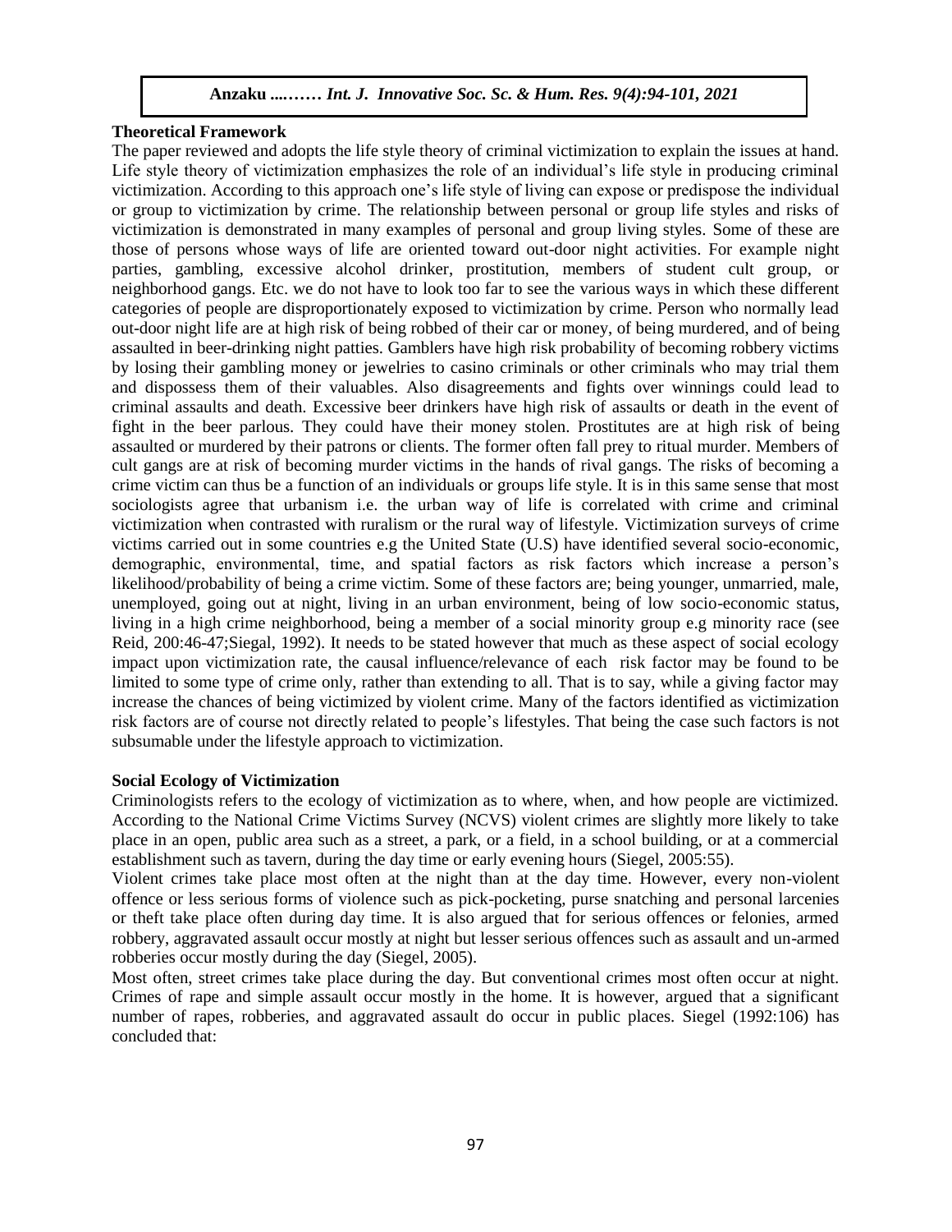**Theoretical Framework**

The paper reviewed and adopts the life style theory of criminal victimization to explain the issues at hand. Life style theory of victimization emphasizes the role of an individual's life style in producing criminal victimization. According to this approach one's life style of living can expose or predispose the individual or group to victimization by crime. The relationship between personal or group life styles and risks of victimization is demonstrated in many examples of personal and group living styles. Some of these are those of persons whose ways of life are oriented toward out-door night activities. For example night parties, gambling, excessive alcohol drinker, prostitution, members of student cult group, or neighborhood gangs. Etc. we do not have to look too far to see the various ways in which these different categories of people are disproportionately exposed to victimization by crime. Person who normally lead out-door night life are at high risk of being robbed of their car or money, of being murdered, and of being assaulted in beer-drinking night patties. Gamblers have high risk probability of becoming robbery victims by losing their gambling money or jewelries to casino criminals or other criminals who may trial them and dispossess them of their valuables. Also disagreements and fights over winnings could lead to criminal assaults and death. Excessive beer drinkers have high risk of assaults or death in the event of fight in the beer parlous. They could have their money stolen. Prostitutes are at high risk of being assaulted or murdered by their patrons or clients. The former often fall prey to ritual murder. Members of cult gangs are at risk of becoming murder victims in the hands of rival gangs. The risks of becoming a crime victim can thus be a function of an individuals or groups life style. It is in this same sense that most sociologists agree that urbanism i.e. the urban way of life is correlated with crime and criminal victimization when contrasted with ruralism or the rural way of lifestyle. Victimization surveys of crime victims carried out in some countries e.g the United State (U.S) have identified several socio-economic, demographic, environmental, time, and spatial factors as risk factors which increase a person's likelihood/probability of being a crime victim. Some of these factors are; being younger, unmarried, male, unemployed, going out at night, living in an urban environment, being of low socio-economic status, living in a high crime neighborhood, being a member of a social minority group e.g minority race (see Reid, 200:46-47;Siegal, 1992). It needs to be stated however that much as these aspect of social ecology impact upon victimization rate, the causal influence/relevance of each risk factor may be found to be limited to some type of crime only, rather than extending to all. That is to say, while a giving factor may increase the chances of being victimized by violent crime. Many of the factors identified as victimization risk factors are of course not directly related to people's lifestyles. That being the case such factors is not subsumable under the lifestyle approach to victimization.

**Social Ecology of Victimization**

Criminologists refers to the ecology of victimization as to where, when, and how people are victimized. According to the National Crime Victims Survey (NCVS) violent crimes are slightly more likely to take place in an open, public area such as a street, a park, or a field, in a school building, or at a commercial establishment such as tavern, during the day time or early evening hours (Siegel, 2005:55).

Violent crimes take place most often at the night than at the day time. However, every non-violent offence or less serious forms of violence such as pick-pocketing, purse snatching and personal larcenies or theft take place often during day time. It is also argued that for serious offences or felonies, armed robbery, aggravated assault occur mostly at night but lesser serious offences such as assault and un-armed robberies occur mostly during the day (Siegel, 2005).

Most often, street crimes take place during the day. But conventional crimes most often occur at night. Crimes of rape and simple assault occur mostly in the home. It is however, argued that a significant number of rapes, robberies, and aggravated assault do occur in public places. Siegel (1992:106) has concluded that: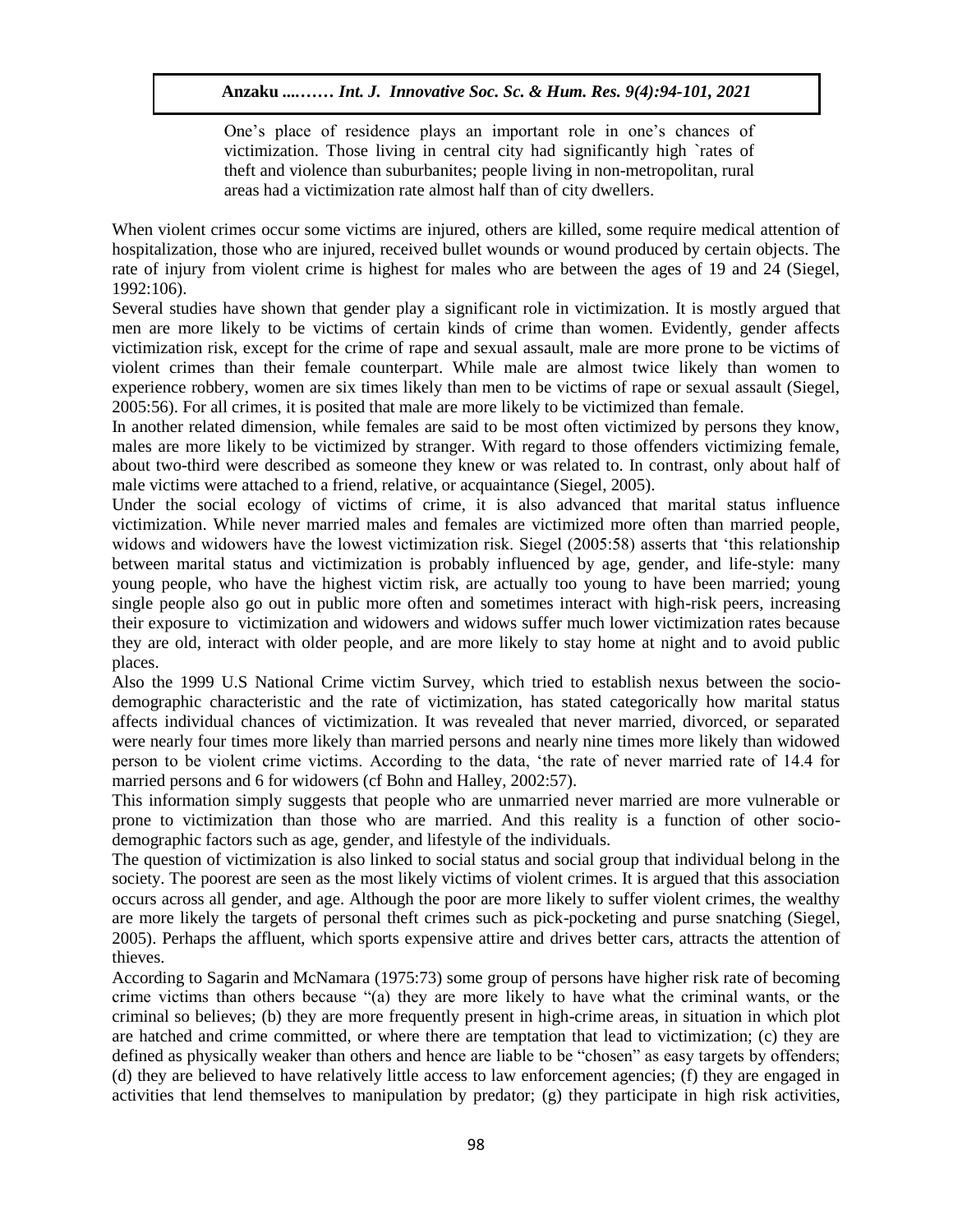> One's place of residence plays an important role in one's chances of victimization. Those living in central city had significantly high `rates of theft and violence than suburbanites; people living in non-metropolitan, rural areas had a victimization rate almost half than of city dwellers.

When violent crimes occur some victims are injured, others are killed, some require medical attention of hospitalization, those who are injured, received bullet wounds or wound produced by certain objects. The rate of injury from violent crime is highest for males who are between the ages of 19 and 24 (Siegel, 1992:106).

Several studies have shown that gender play a significant role in victimization. It is mostly argued that men are more likely to be victims of certain kinds of crime than women. Evidently, gender affects victimization risk, except for the crime of rape and sexual assault, male are more prone to be victims of violent crimes than their female counterpart. While male are almost twice likely than women to experience robbery, women are six times likely than men to be victims of rape or sexual assault (Siegel, 2005:56). For all crimes, it is posited that male are more likely to be victimized than female.

In another related dimension, while females are said to be most often victimized by persons they know, males are more likely to be victimized by stranger. With regard to those offenders victimizing female, about two-third were described as someone they knew or was related to. In contrast, only about half of male victims were attached to a friend, relative, or acquaintance (Siegel, 2005).

Under the social ecology of victims of crime, it is also advanced that marital status influence victimization. While never married males and females are victimized more often than married people, widows and widowers have the lowest victimization risk. Siegel (2005:58) asserts that 'this relationship between marital status and victimization is probably influenced by age, gender, and life-style: many young people, who have the highest victim risk, are actually too young to have been married; young single people also go out in public more often and sometimes interact with high-risk peers, increasing their exposure to victimization and widowers and widows suffer much lower victimization rates because they are old, interact with older people, and are more likely to stay home at night and to avoid public places.

Also the 1999 U.S National Crime victim Survey, which tried to establish nexus between the socio-demographic characteristic and the rate of victimization, has stated categorically how marital status affects individual chances of victimization. It was revealed that never married, divorced, or separated were nearly four times more likely than married persons and nearly nine times more likely than widowed person to be violent crime victims. According to the data, 'the rate of never married rate of 14.4 for married persons and 6 for widowers (cf Bohn and Halley, 2002:57).

This information simply suggests that people who are unmarried never married are more vulnerable or prone to victimization than those who are married. And this reality is a function of other socio-demographic factors such as age, gender, and lifestyle of the individuals.

The question of victimization is also linked to social status and social group that individual belong in the society. The poorest are seen as the most likely victims of violent crimes. It is argued that this association occurs across all gender, and age. Although the poor are more likely to suffer violent crimes, the wealthy are more likely the targets of personal theft crimes such as pick-pocketing and purse snatching (Siegel, 2005). Perhaps the affluent, which sports expensive attire and drives better cars, attracts the attention of thieves.

According to Sagarin and McNamara (1975:73) some group of persons have higher risk rate of becoming crime victims than others because "(a) they are more likely to have what the criminal wants, or the criminal so believes; (b) they are more frequently present in high-crime areas, in situation in which plot are hatched and crime committed, or where there are temptation that lead to victimization; (c) they are defined as physically weaker than others and hence are liable to be "chosen" as easy targets by offenders; (d) they are believed to have relatively little access to law enforcement agencies; (f) they are engaged in activities that lend themselves to manipulation by predator; (g) they participate in high risk activities,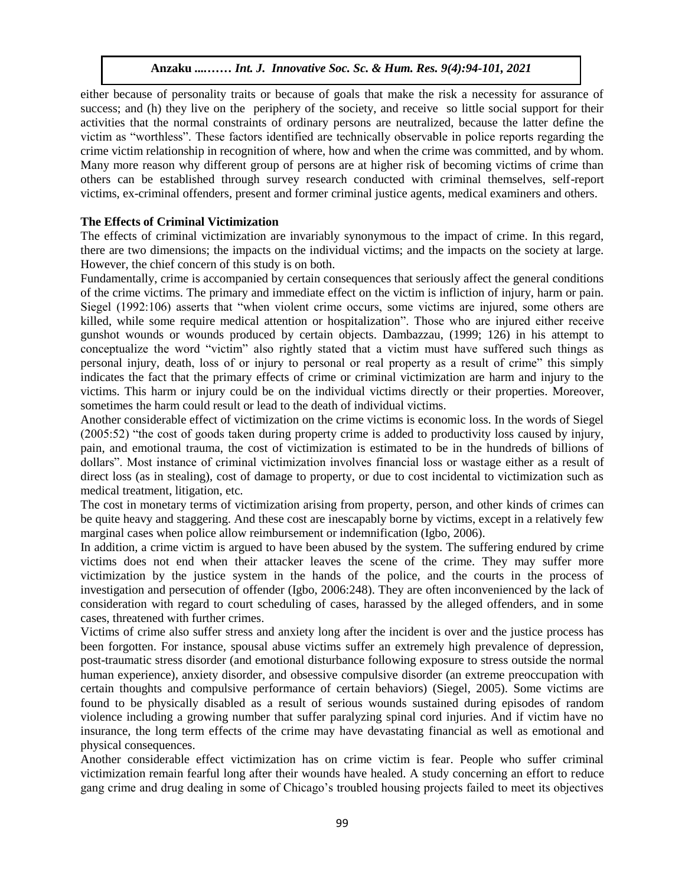either because of personality traits or because of goals that make the risk a necessity for assurance of success; and (h) they live on the periphery of the society, and receive so little social support for their activities that the normal constraints of ordinary persons are neutralized, because the latter define the victim as "worthless". These factors identified are technically observable in police reports regarding the crime victim relationship in recognition of where, how and when the crime was committed, and by whom. Many more reason why different group of persons are at higher risk of becoming victims of crime than others can be established through survey research conducted with criminal themselves, self-report victims, ex-criminal offenders, present and former criminal justice agents, medical examiners and others.

**The Effects of Criminal Victimization**

The effects of criminal victimization are invariably synonymous to the impact of crime. In this regard, there are two dimensions; the impacts on the individual victims; and the impacts on the society at large. However, the chief concern of this study is on both.

Fundamentally, crime is accompanied by certain consequences that seriously affect the general conditions of the crime victims. The primary and immediate effect on the victim is infliction of injury, harm or pain. Siegel (1992:106) asserts that "when violent crime occurs, some victims are injured, some others are killed, while some require medical attention or hospitalization". Those who are injured either receive gunshot wounds or wounds produced by certain objects. Dambazzau, (1999; 126) in his attempt to conceptualize the word "victim" also rightly stated that a victim must have suffered such things as personal injury, death, loss of or injury to personal or real property as a result of crime" this simply indicates the fact that the primary effects of crime or criminal victimization are harm and injury to the victims. This harm or injury could be on the individual victims directly or their properties. Moreover, sometimes the harm could result or lead to the death of individual victims.

Another considerable effect of victimization on the crime victims is economic loss. In the words of Siegel (2005:52) "the cost of goods taken during property crime is added to productivity loss caused by injury, pain, and emotional trauma, the cost of victimization is estimated to be in the hundreds of billions of dollars". Most instance of criminal victimization involves financial loss or wastage either as a result of direct loss (as in stealing), cost of damage to property, or due to cost incidental to victimization such as medical treatment, litigation, etc.

The cost in monetary terms of victimization arising from property, person, and other kinds of crimes can be quite heavy and staggering. And these cost are inescapably borne by victims, except in a relatively few marginal cases when police allow reimbursement or indemnification (Igbo, 2006).

In addition, a crime victim is argued to have been abused by the system. The suffering endured by crime victims does not end when their attacker leaves the scene of the crime. They may suffer more victimization by the justice system in the hands of the police, and the courts in the process of investigation and persecution of offender (Igbo, 2006:248). They are often inconvenienced by the lack of consideration with regard to court scheduling of cases, harassed by the alleged offenders, and in some cases, threatened with further crimes.

Victims of crime also suffer stress and anxiety long after the incident is over and the justice process has been forgotten. For instance, spousal abuse victims suffer an extremely high prevalence of depression, post-traumatic stress disorder (and emotional disturbance following exposure to stress outside the normal human experience), anxiety disorder, and obsessive compulsive disorder (an extreme preoccupation with certain thoughts and compulsive performance of certain behaviors) (Siegel, 2005). Some victims are found to be physically disabled as a result of serious wounds sustained during episodes of random violence including a growing number that suffer paralyzing spinal cord injuries. And if victim have no insurance, the long term effects of the crime may have devastating financial as well as emotional and physical consequences.

Another considerable effect victimization has on crime victim is fear. People who suffer criminal victimization remain fearful long after their wounds have healed. A study concerning an effort to reduce gang crime and drug dealing in some of Chicago's troubled housing projects failed to meet its objectives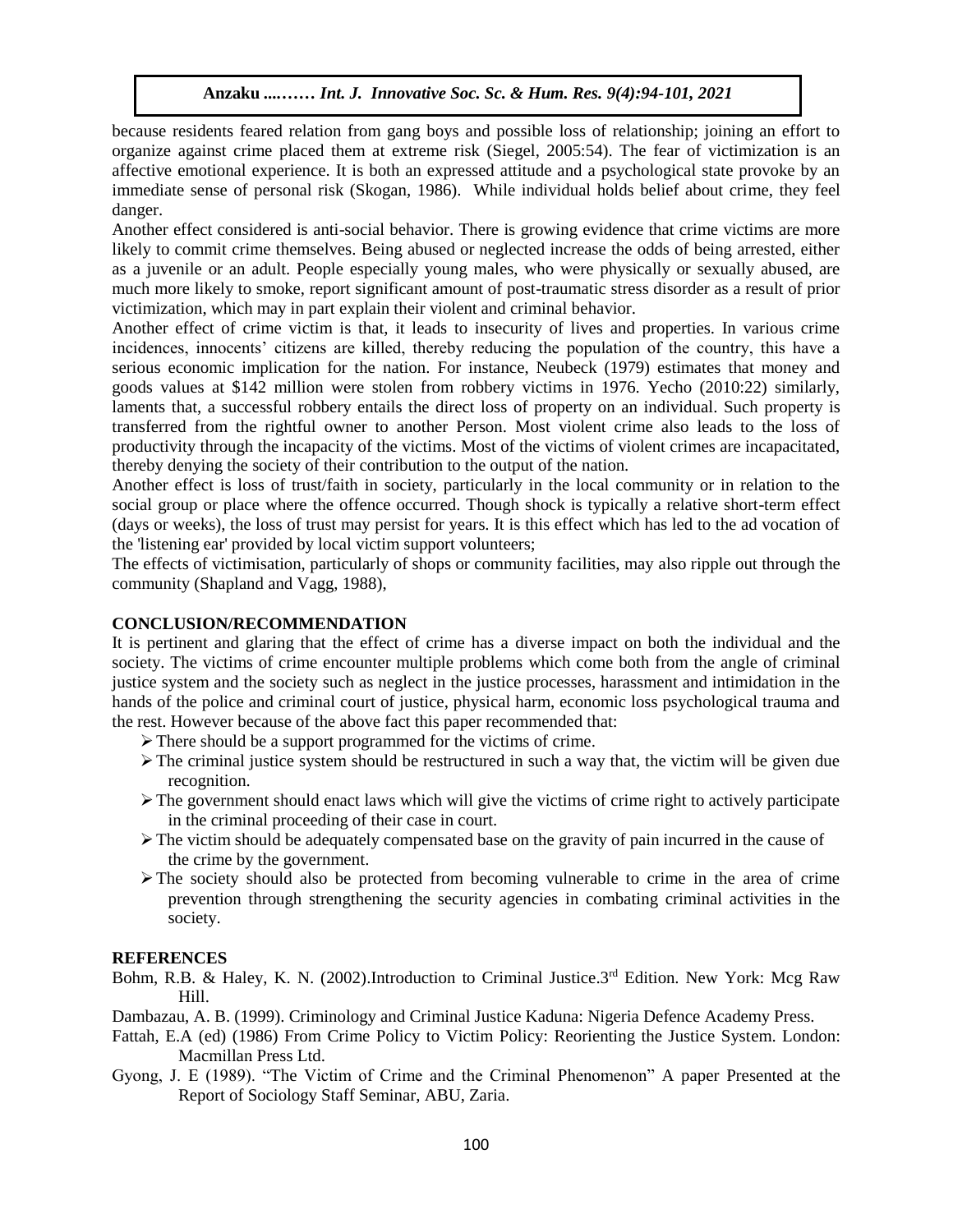because residents feared relation from gang boys and possible loss of relationship; joining an effort to organize against crime placed them at extreme risk (Siegel, 2005:54). The fear of victimization is an affective emotional experience. It is both an expressed attitude and a psychological state provoke by an immediate sense of personal risk (Skogan, 1986). While individual holds belief about crime, they feel danger.

Another effect considered is anti-social behavior. There is growing evidence that crime victims are more likely to commit crime themselves. Being abused or neglected increase the odds of being arrested, either as a juvenile or an adult. People especially young males, who were physically or sexually abused, are much more likely to smoke, report significant amount of post-traumatic stress disorder as a result of prior victimization, which may in part explain their violent and criminal behavior.

Another effect of crime victim is that, it leads to insecurity of lives and properties. In various crime incidences, innocents' citizens are killed, thereby reducing the population of the country, this have a serious economic implication for the nation. For instance, Neubeck (1979) estimates that money and goods values at $142 million were stolen from robbery victims in 1976. Yecho (2010:22) similarly, laments that, a successful robbery entails the direct loss of property on an individual. Such property is transferred from the rightful owner to another Person. Most violent crime also leads to the loss of productivity through the incapacity of the victims. Most of the victims of violent crimes are incapacitated, thereby denying the society of their contribution to the output of the nation.

Another effect is loss of trust/faith in society, particularly in the local community or in relation to the social group or place where the offence occurred. Though shock is typically a relative short-term effect (days or weeks), the loss of trust may persist for years. It is this effect which has led to the ad vocation of the 'listening ear' provided by local victim support volunteers;

The effects of victimisation, particularly of shops or community facilities, may also ripple out through the community (Shapland and Vagg, 1988),

## CONCLUSION/RECOMMENDATION

It is pertinent and glaring that the effect of crime has a diverse impact on both the individual and the society. The victims of crime encounter multiple problems which come both from the angle of criminal justice system and the society such as neglect in the justice processes, harassment and intimidation in the hands of the police and criminal court of justice, physical harm, economic loss psychological trauma and the rest. However because of the above fact this paper recommended that:

- There should be a support programmed for the victims of crime.
- The criminal justice system should be restructured in such a way that, the victim will be given due recognition.
- The government should enact laws which will give the victims of crime right to actively participate in the criminal proceeding of their case in court.
- The victim should be adequately compensated base on the gravity of pain incurred in the cause of the crime by the government.
- The society should also be protected from becoming vulnerable to crime in the area of crime prevention through strengthening the security agencies in combating criminal activities in the society.

## REFERENCES

Bohm, R.B. & Haley, K. N. (2002).Introduction to Criminal Justice.3rd Edition. New York: Mcg Raw Hill.

Dambazau, A. B. (1999). Criminology and Criminal Justice Kaduna: Nigeria Defence Academy Press.

Fattah, E.A (ed) (1986) From Crime Policy to Victim Policy: Reorienting the Justice System. London: Macmillan Press Ltd.

Gyong, J. E (1989). "The Victim of Crime and the Criminal Phenomenon" A paper Presented at the Report of Sociology Staff Seminar, ABU, Zaria.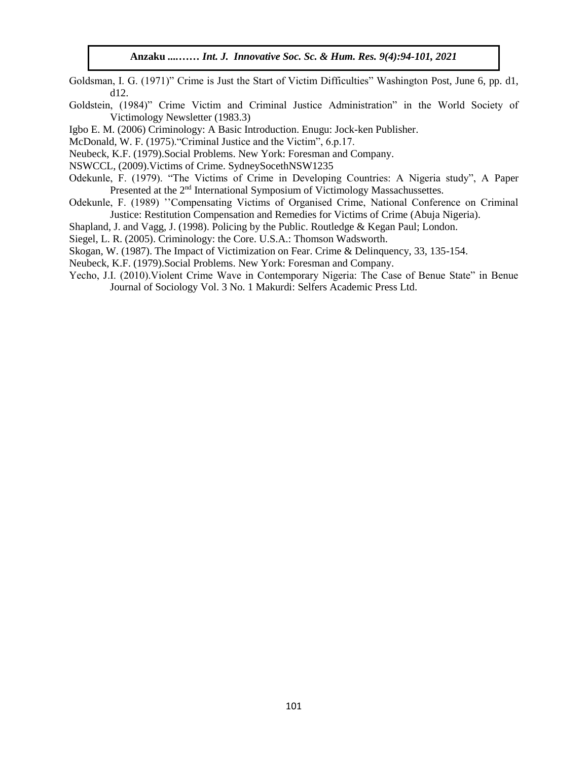Goldsman, I. G. (1971)" Crime is Just the Start of Victim Difficulties" Washington Post, June 6, pp. d1, d12.

Goldstein, (1984)" Crime Victim and Criminal Justice Administration" in the World Society of Victimology Newsletter (1983.3)

Igbo E. M. (2006) Criminology: A Basic Introduction. Enugu: Jock-ken Publisher.

McDonald, W. F. (1975)."Criminal Justice and the Victim", 6.p.17.

Neubeck, K.F. (1979).Social Problems. New York: Foresman and Company.

NSWCCL, (2009).Victims of Crime. SydneySocethNSW1235

Odekunle, F. (1979). "The Victims of Crime in Developing Countries: A Nigeria study", A Paper Presented at the 2nd International Symposium of Victimology Massachussettes.

Odekunle, F. (1989) ''Compensating Victims of Organised Crime, National Conference on Criminal Justice: Restitution Compensation and Remedies for Victims of Crime (Abuja Nigeria).

Shapland, J. and Vagg, J. (1998). Policing by the Public. Routledge & Kegan Paul; London.

Siegel, L. R. (2005). Criminology: the Core. U.S.A.: Thomson Wadsworth.

Skogan, W. (1987). The Impact of Victimization on Fear. Crime & Delinquency, 33, 135-154.

Neubeck, K.F. (1979).Social Problems. New York: Foresman and Company.

Yecho, J.I. (2010).Violent Crime Wave in Contemporary Nigeria: The Case of Benue State" in Benue Journal of Sociology Vol. 3 No. 1 Makurdi: Selfers Academic Press Ltd.